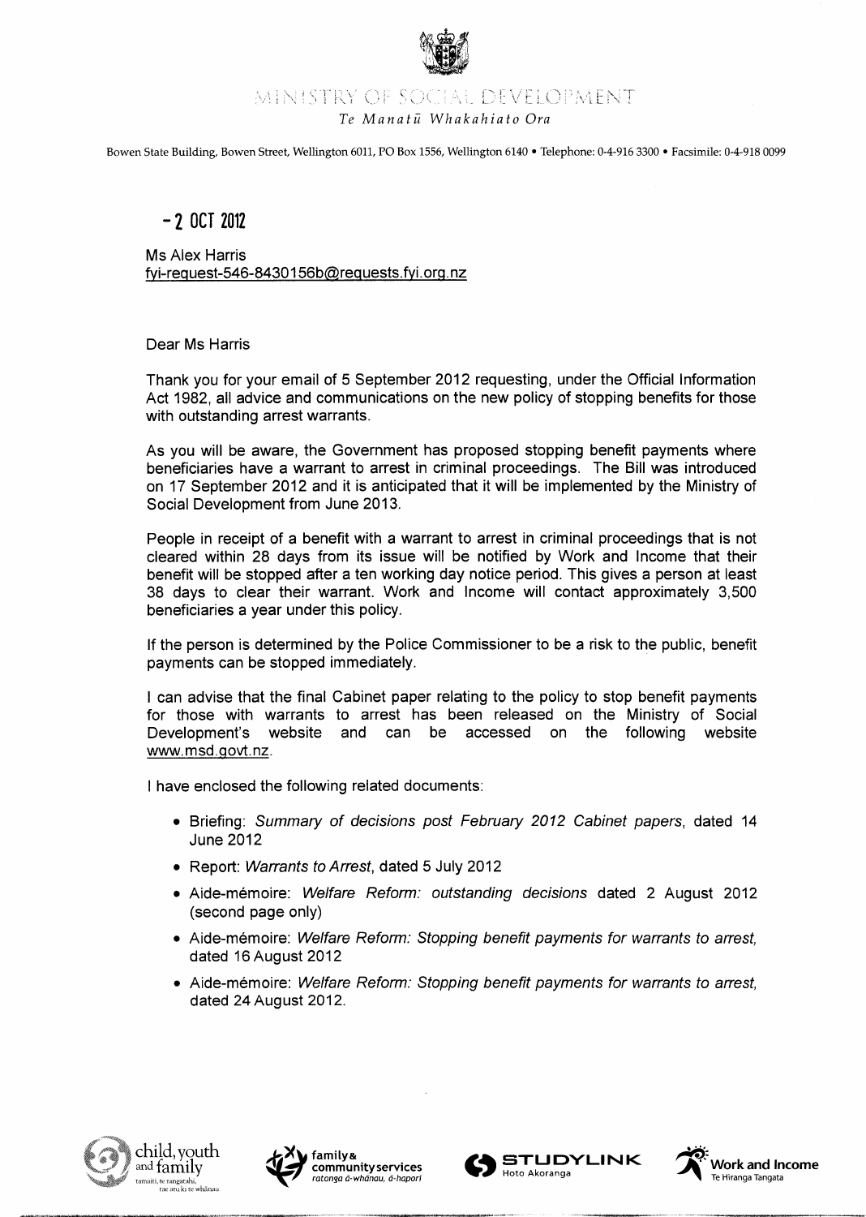MINISTRY OF SOCIAL DEVELOPMENT

*Te Manatū Whakahiato Ora*

Bowen State Building, Bowen Street, Wellington 6011, PO Box 1556, Wellington 6140 • Telephone: 0-4-916 3300 • Facsimile: 0-4-918 0099

**- 2 OCT 2012**

Ms Alex Harris
fyi-request-546-8430156b@requests.fyi.org.nz

Dear Ms Harris

Thank you for your email of 5 September 2012 requesting, under the Official Information Act 1982, all advice and communications on the new policy of stopping benefits for those with outstanding arrest warrants.

As you will be aware, the Government has proposed stopping benefit payments where beneficiaries have a warrant to arrest in criminal proceedings. The Bill was introduced on 17 September 2012 and it is anticipated that it will be implemented by the Ministry of Social Development from June 2013.

People in receipt of a benefit with a warrant to arrest in criminal proceedings that is not cleared within 28 days from its issue will be notified by Work and Income that their benefit will be stopped after a ten working day notice period. This gives a person at least 38 days to clear their warrant. Work and Income will contact approximately 3,500 beneficiaries a year under this policy.

If the person is determined by the Police Commissioner to be a risk to the public, benefit payments can be stopped immediately.

I can advise that the final Cabinet paper relating to the policy to stop benefit payments for those with warrants to arrest has been released on the Ministry of Social Development's website and can be accessed on the following website www.msd.govt.nz.

I have enclosed the following related documents:

- Briefing: *Summary of decisions post February 2012 Cabinet papers*, dated 14 June 2012
- Report: *Warrants to Arrest*, dated 5 July 2012
- Aide-mémoire: *Welfare Reform: outstanding decisions* dated 2 August 2012 (second page only)
- Aide-mémoire: *Welfare Reform: Stopping benefit payments for warrants to arrest*, dated 16 August 2012
- Aide-mémoire: *Welfare Reform: Stopping benefit payments for warrants to arrest*, dated 24 August 2012.

child, youth and family — tamaiti, te rangatahi, tae atu ki te whānau | family & community services — ratonga ā-whānau, ā-hapori | STUDYLINK — Hoto Akoranga | Work and Income — Te Hiranga Tangata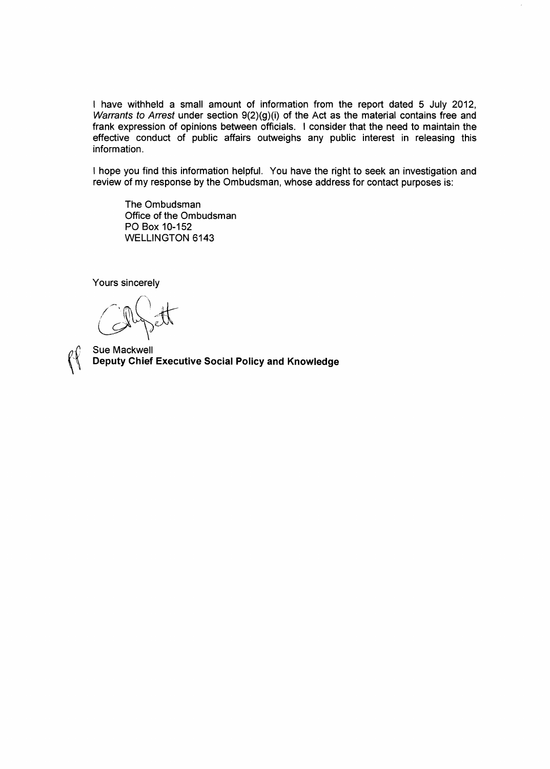I have withheld a small amount of information from the report dated 5 July 2012, *Warrants to Arrest* under section 9(2)(g)(i) of the Act as the material contains free and frank expression of opinions between officials. I consider that the need to maintain the effective conduct of public affairs outweighs any public interest in releasing this information.

I hope you find this information helpful. You have the right to seek an investigation and review of my response by the Ombudsman, whose address for contact purposes is:

The Ombudsman
Office of the Ombudsman
PO Box 10-152
WELLINGTON 6143

Yours sincerely

Sue Mackwell
**Deputy Chief Executive Social Policy and Knowledge**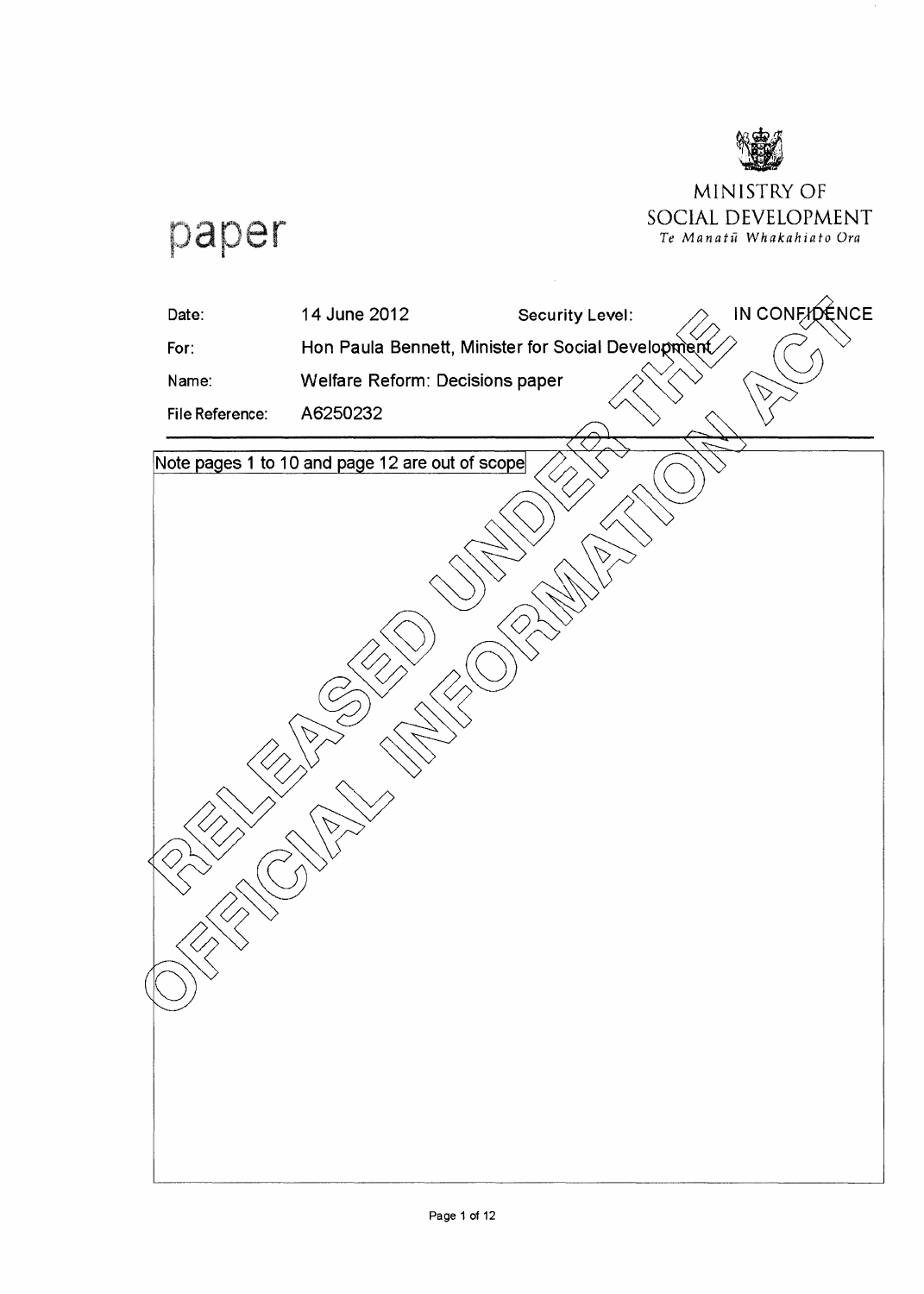paper

MINISTRY OF SOCIAL DEVELOPMENT
*Te Manatū Whakahiato Ora*

| | | | |
|---|---|---|---|
| Date: | 14 June 2012 | Security Level: | IN CONFIDENCE |
| For: | Hon Paula Bennett, Minister for Social Development | | |
| Name: | Welfare Reform: Decisions paper | | |
| File Reference: | A6250232 | | |

Note pages 1 to 10 and page 12 are out of scope

RELEASED UNDER THE OFFICIAL INFORMATION ACT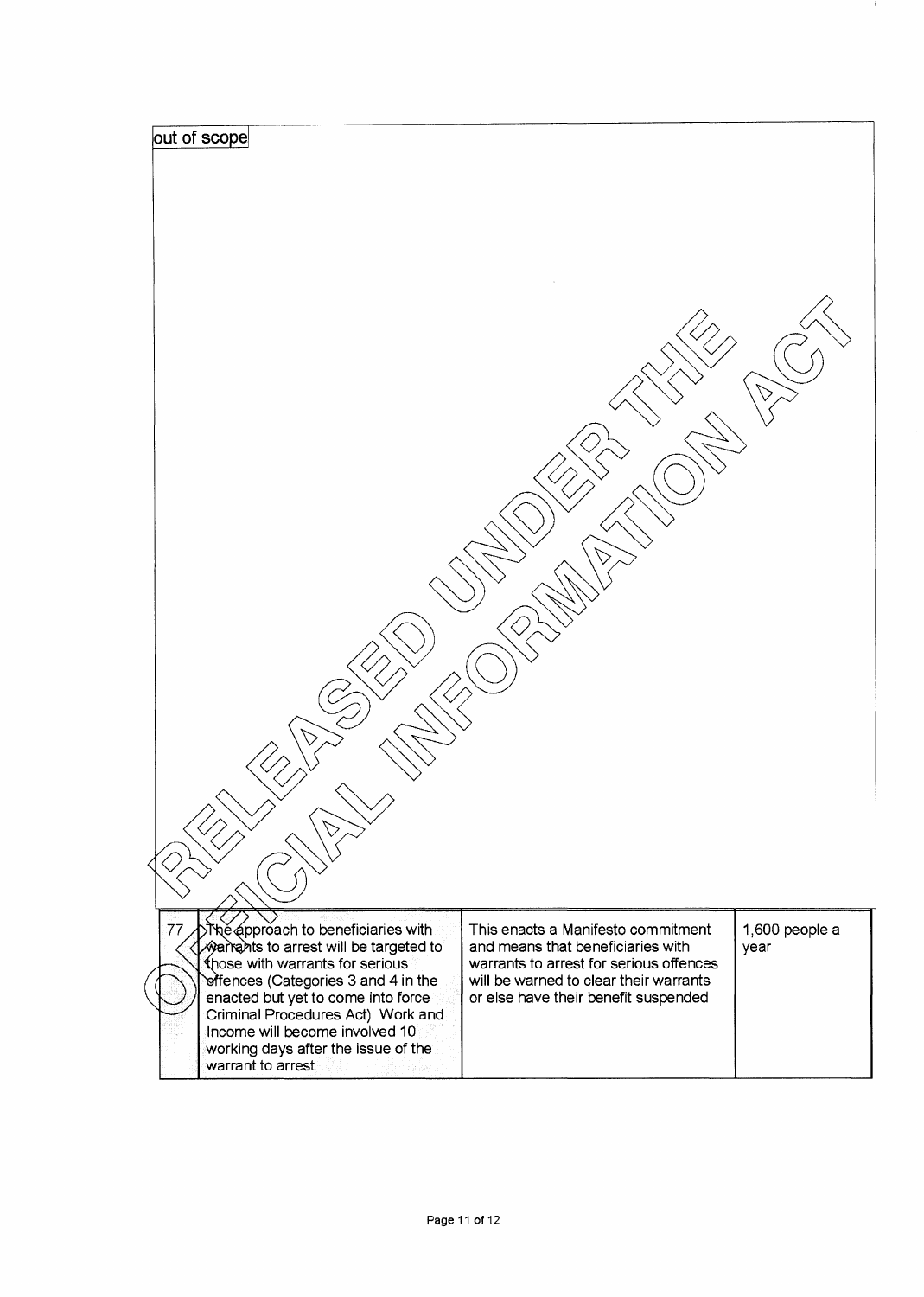out of scope

| 77 | The approach to beneficiaries with warrants to arrest will be targeted to those with warrants for serious offences (Categories 3 and 4 in the enacted but yet to come into force Criminal Procedures Act). Work and Income will become involved 10 working days after the issue of the warrant to arrest | This enacts a Manifesto commitment and means that beneficiaries with warrants to arrest for serious offences will be warned to clear their warrants or else have their benefit suspended | 1,600 people a year |
|---|---|---|---|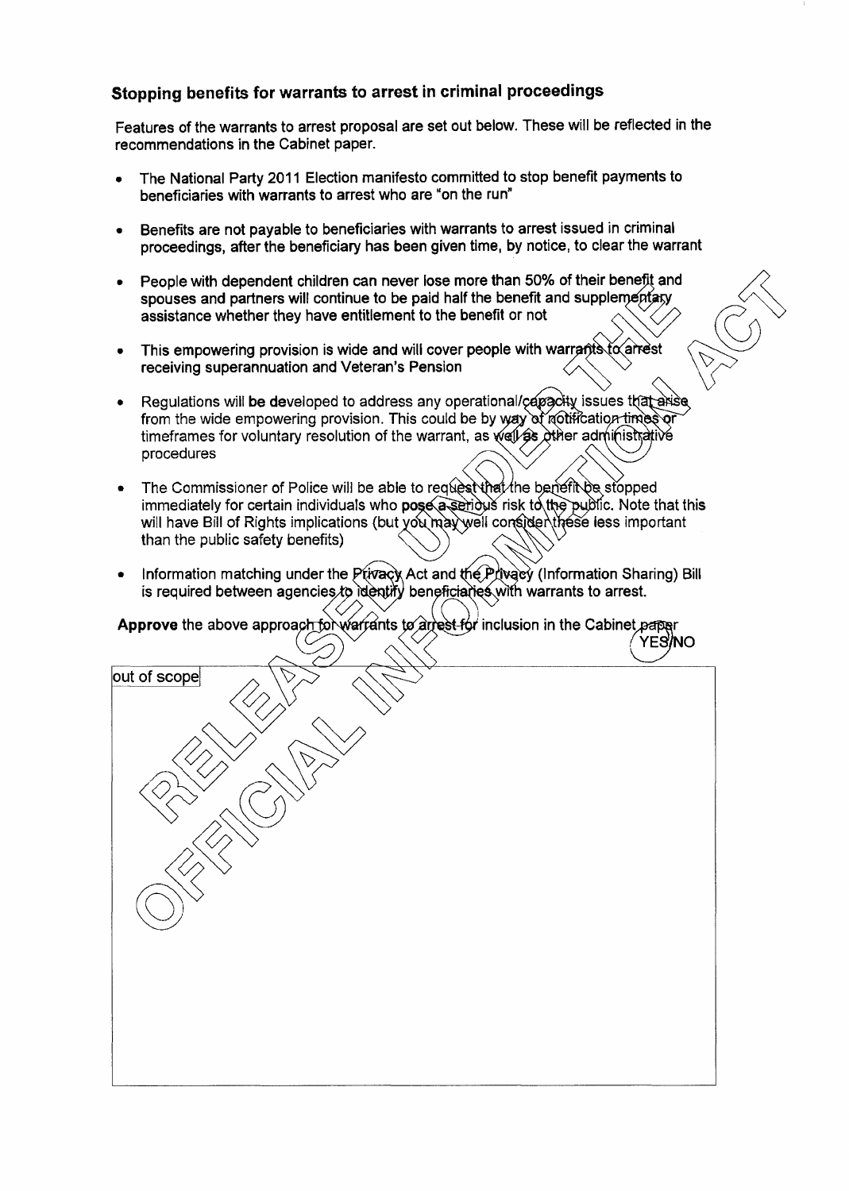## Stopping benefits for warrants to arrest in criminal proceedings

Features of the warrants to arrest proposal are set out below. These will be reflected in the recommendations in the Cabinet paper.

- The National Party 2011 Election manifesto committed to stop benefit payments to beneficiaries with warrants to arrest who are "on the run"
- Benefits are not payable to beneficiaries with warrants to arrest issued in criminal proceedings, after the beneficiary has been given time, by notice, to clear the warrant
- People with dependent children can never lose more than 50% of their benefit and spouses and partners will continue to be paid half the benefit and supplementary assistance whether they have entitlement to the benefit or not
- This empowering provision is wide and will cover people with warrants to arrest receiving superannuation and Veteran's Pension
- Regulations will be developed to address any operational/capacity issues that arise from the wide empowering provision. This could be by way of notification times or timeframes for voluntary resolution of the warrant, as well as other administrative procedures
- The Commissioner of Police will be able to request that the benefit be stopped immediately for certain individuals who pose a serious risk to the public. Note that this will have Bill of Rights implications (but you may well consider these less important than the public safety benefits)
- Information matching under the Privacy Act and the Privacy (Information Sharing) Bill is required between agencies to identify beneficiaries with warrants to arrest.

**Approve** the above approach for warrants to arrest for inclusion in the Cabinet paper

YES/NO

out of scope

RELEASED UNDER THE OFFICIAL INFORMATION ACT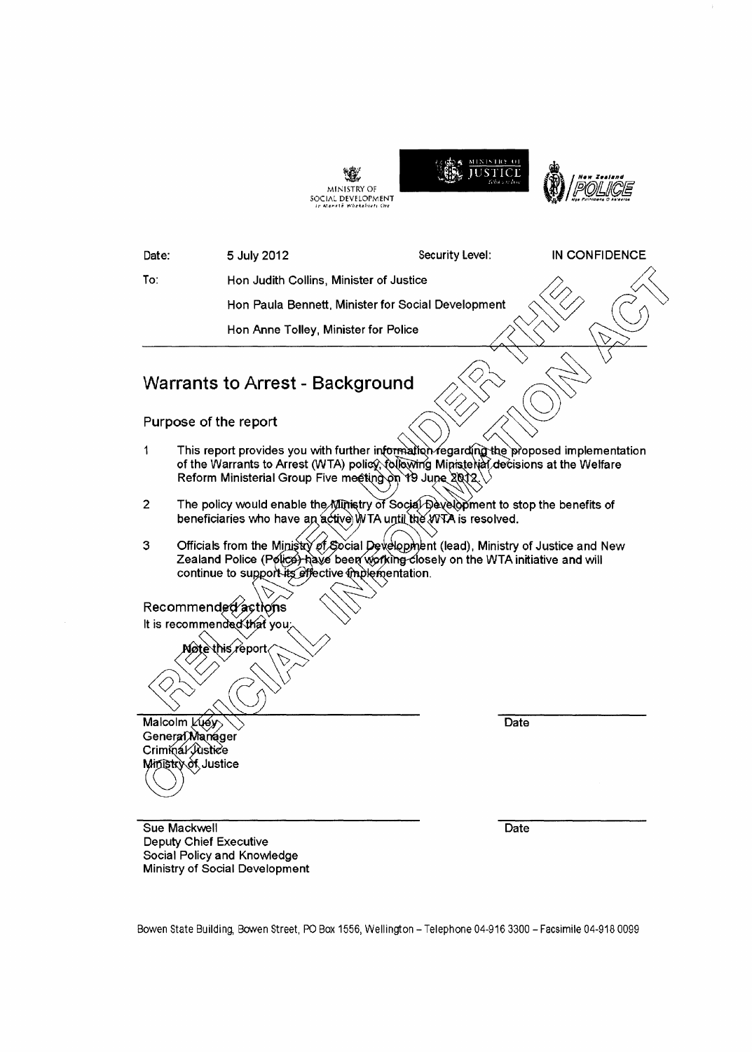MINISTRY OF SOCIAL DEVELOPMENT

MINISTRY OF JUSTICE

New Zealand POLICE

| | | | |
|---|---|---|---|
| Date: | 5 July 2012 | Security Level: | IN CONFIDENCE |
| To: | Hon Judith Collins, Minister of Justice | | |
| | Hon Paula Bennett, Minister for Social Development | | |
| | Hon Anne Tolley, Minister for Police | | |

# Warrants to Arrest - Background

## Purpose of the report

1. This report provides you with further information regarding the proposed implementation of the Warrants to Arrest (WTA) policy, following Ministerial decisions at the Welfare Reform Ministerial Group Five meeting on 19 June 2012.

2. The policy would enable the Ministry of Social Development to stop the benefits of beneficiaries who have an active WTA until the WTA is resolved.

3. Officials from the Ministry of Social Development (lead), Ministry of Justice and New Zealand Police (Police) have been working closely on the WTA initiative and will continue to support its effective implementation.

## Recommended actions

It is recommended that you:

**Note** this report

Malcolm Luey
General Manager
Criminal Justice
Ministry of Justice

Date

Sue Mackwell
Deputy Chief Executive
Social Policy and Knowledge
Ministry of Social Development

Date

Bowen State Building, Bowen Street, PO Box 1556, Wellington – Telephone 04-916 3300 – Facsimile 04-918 0099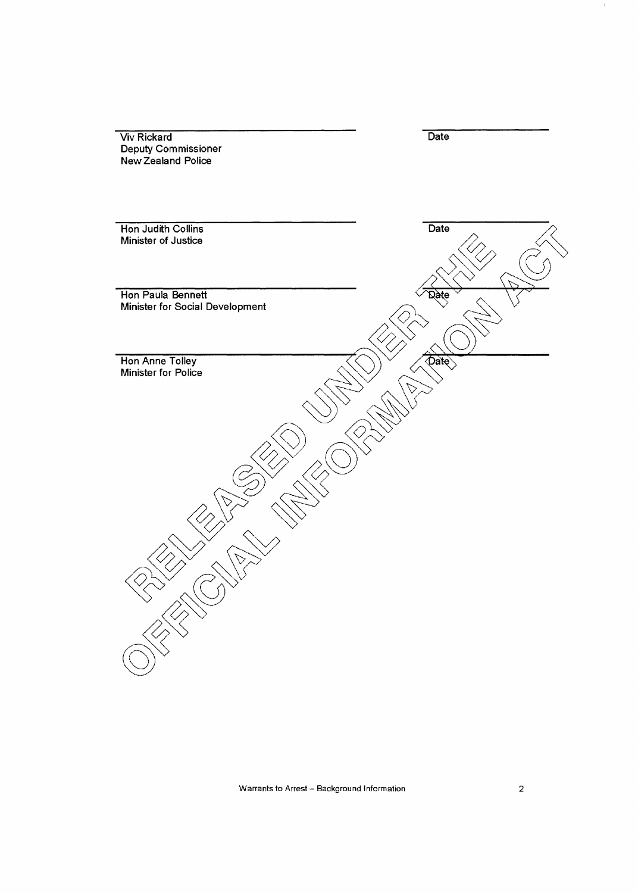Viv Rickard
Deputy Commissioner
New Zealand Police

Date

Hon Judith Collins
Minister of Justice

Date

Hon Paula Bennett
Minister for Social Development

Date

Hon Anne Tolley
Minister for Police

Date

RELEASED UNDER THE OFFICIAL INFORMATION ACT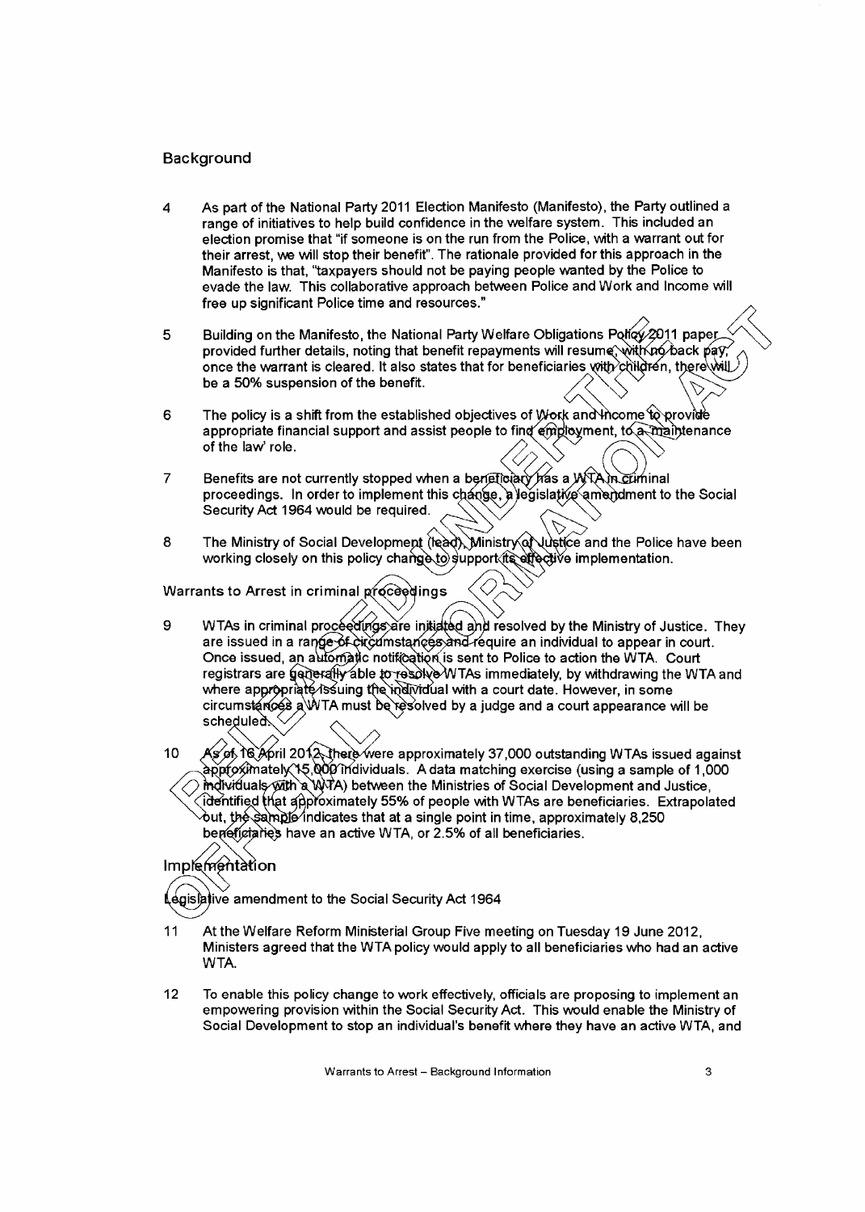## Background

4 As part of the National Party 2011 Election Manifesto (Manifesto), the Party outlined a range of initiatives to help build confidence in the welfare system. This included an election promise that "if someone is on the run from the Police, with a warrant out for their arrest, we will stop their benefit". The rationale provided for this approach in the Manifesto is that, "taxpayers should not be paying people wanted by the Police to evade the law. This collaborative approach between Police and Work and Income will free up significant Police time and resources."

5 Building on the Manifesto, the National Party Welfare Obligations Policy 2011 paper provided further details, noting that benefit repayments will resume, with no back pay, once the warrant is cleared. It also states that for beneficiaries with children, there will be a 50% suspension of the benefit.

6 The policy is a shift from the established objectives of Work and Income to provide appropriate financial support and assist people to find employment, to a 'maintenance of the law' role.

7 Benefits are not currently stopped when a beneficiary has a WTA in criminal proceedings. In order to implement this change, a legislative amendment to the Social Security Act 1964 would be required.

8 The Ministry of Social Development (lead), Ministry of Justice and the Police have been working closely on this policy change to support its effective implementation.

### Warrants to Arrest in criminal proceedings

9 WTAs in criminal proceedings are initiated and resolved by the Ministry of Justice. They are issued in a range of circumstances and require an individual to appear in court. Once issued, an automatic notification is sent to Police to action the WTA. Court registrars are generally able to resolve WTAs immediately, by withdrawing the WTA and where appropriate issuing the individual with a court date. However, in some circumstances a WTA must be resolved by a judge and a court appearance will be scheduled.

10 As of 16 April 2012, there were approximately 37,000 outstanding WTAs issued against approximately 15,000 individuals. A data matching exercise (using a sample of 1,000 individuals with a WTA) between the Ministries of Social Development and Justice, identified that approximately 55% of people with WTAs are beneficiaries. Extrapolated out, the sample indicates that at a single point in time, approximately 8,250 beneficiaries have an active WTA, or 2.5% of all beneficiaries.

## Implementation

### Legislative amendment to the Social Security Act 1964

11 At the Welfare Reform Ministerial Group Five meeting on Tuesday 19 June 2012, Ministers agreed that the WTA policy would apply to all beneficiaries who had an active WTA.

12 To enable this policy change to work effectively, officials are proposing to implement an empowering provision within the Social Security Act. This would enable the Ministry of Social Development to stop an individual's benefit where they have an active WTA, and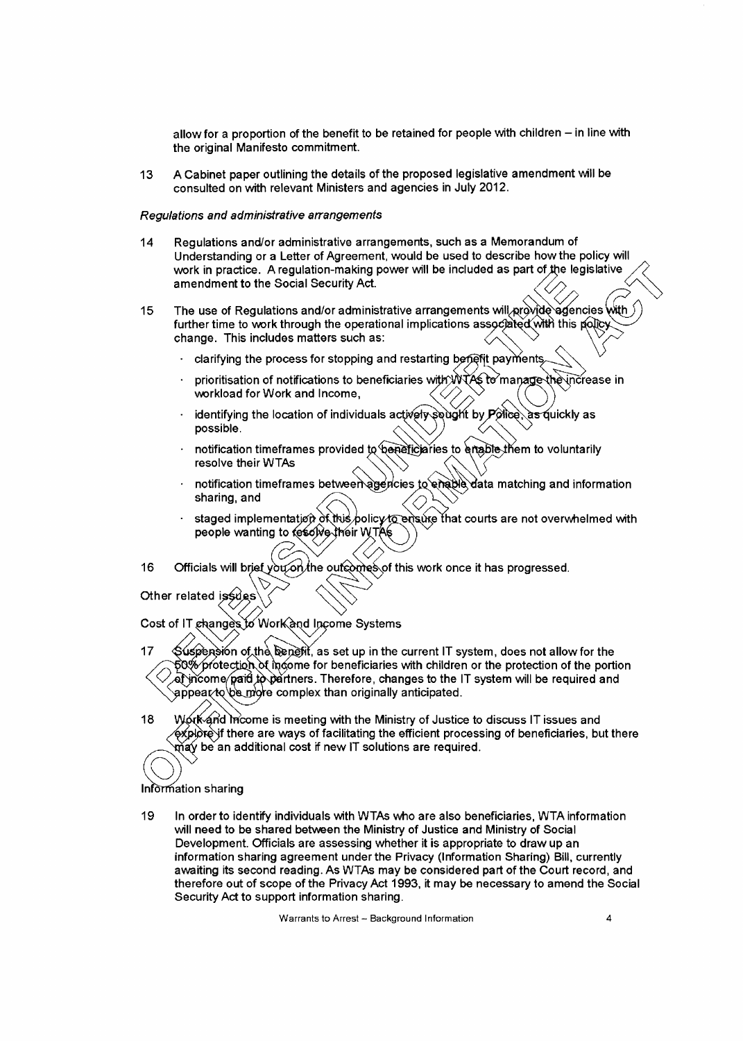allow for a proportion of the benefit to be retained for people with children – in line with the original Manifesto commitment.

13 A Cabinet paper outlining the details of the proposed legislative amendment will be consulted on with relevant Ministers and agencies in July 2012.

*Regulations and administrative arrangements*

14 Regulations and/or administrative arrangements, such as a Memorandum of Understanding or a Letter of Agreement, would be used to describe how the policy will work in practice. A regulation-making power will be included as part of the legislative amendment to the Social Security Act.

15 The use of Regulations and/or administrative arrangements will provide agencies with further time to work through the operational implications associated with this policy change. This includes matters such as:

- clarifying the process for stopping and restarting benefit payments,
- prioritisation of notifications to beneficiaries with WTAs to manage the increase in workload for Work and Income,
- identifying the location of individuals actively sought by Police, as quickly as possible.
- notification timeframes provided to beneficiaries to enable them to voluntarily resolve their WTAs
- notification timeframes between agencies to enable data matching and information sharing, and
- staged implementation of this policy to ensure that courts are not overwhelmed with people wanting to resolve their WTAs

16 Officials will brief you on the outcomes of this work once it has progressed.

Other related issues

Cost of IT changes to Work and Income Systems

17 Suspension of the benefit, as set up in the current IT system, does not allow for the 50% protection of income for beneficiaries with children or the protection of the portion of income paid to partners. Therefore, changes to the IT system will be required and appear to be more complex than originally anticipated.

18 Work and Income is meeting with the Ministry of Justice to discuss IT issues and explore if there are ways of facilitating the efficient processing of beneficiaries, but there may be an additional cost if new IT solutions are required.

Information sharing

19 In order to identify individuals with WTAs who are also beneficiaries, WTA information will need to be shared between the Ministry of Justice and Ministry of Social Development. Officials are assessing whether it is appropriate to draw up an information sharing agreement under the Privacy (Information Sharing) Bill, currently awaiting its second reading. As WTAs may be considered part of the Court record, and therefore out of scope of the Privacy Act 1993, it may be necessary to amend the Social Security Act to support information sharing.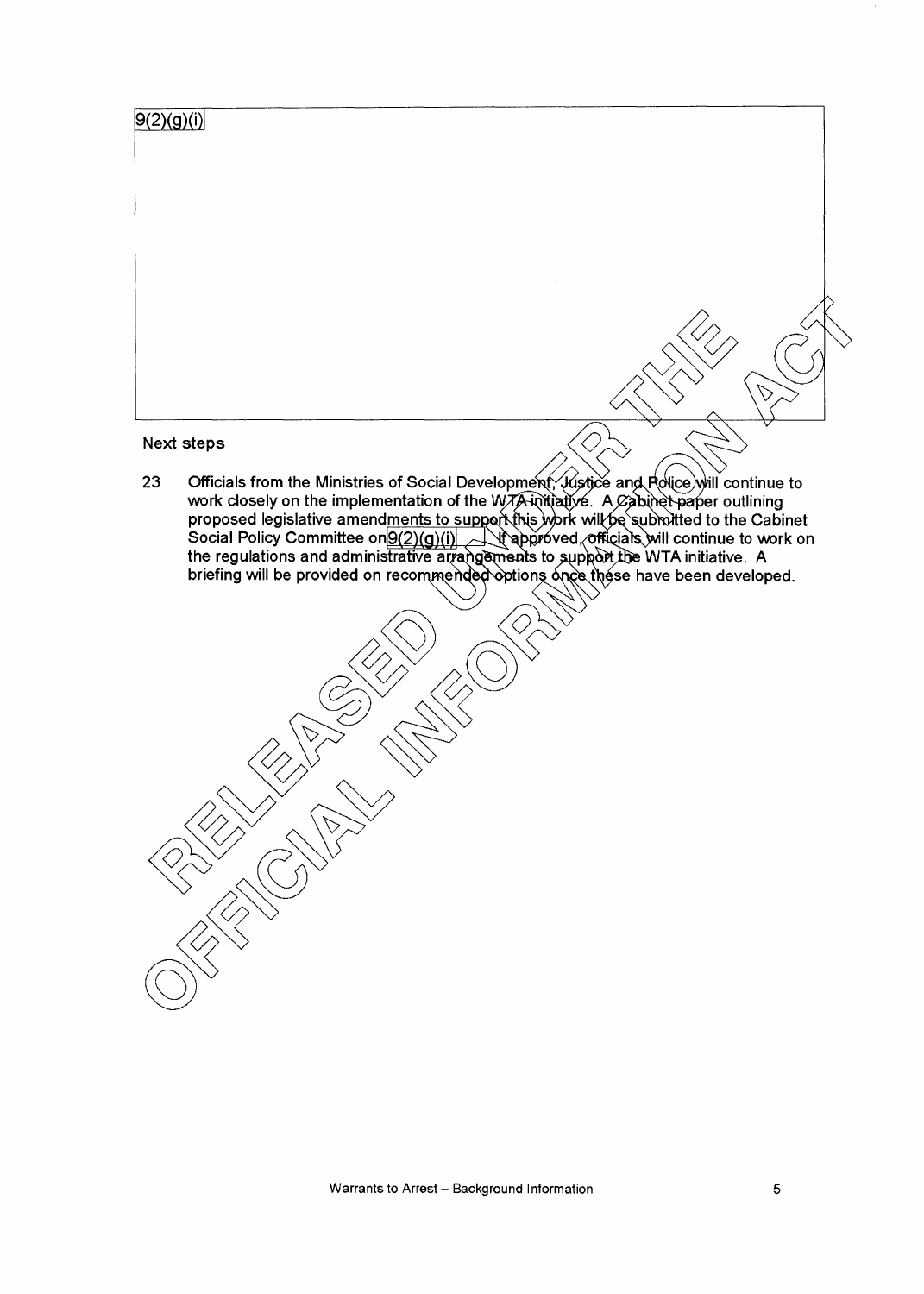9(2)(g)(i)

### Next steps

23 Officials from the Ministries of Social Development, Justice and Police will continue to work closely on the implementation of the WTA initiative. A Cabinet paper outlining proposed legislative amendments to support this work will be submitted to the Cabinet Social Policy Committee on 9(2)(g)(i). If approved, officials will continue to work on the regulations and administrative arrangements to support the WTA initiative. A briefing will be provided on recommended options once these have been developed.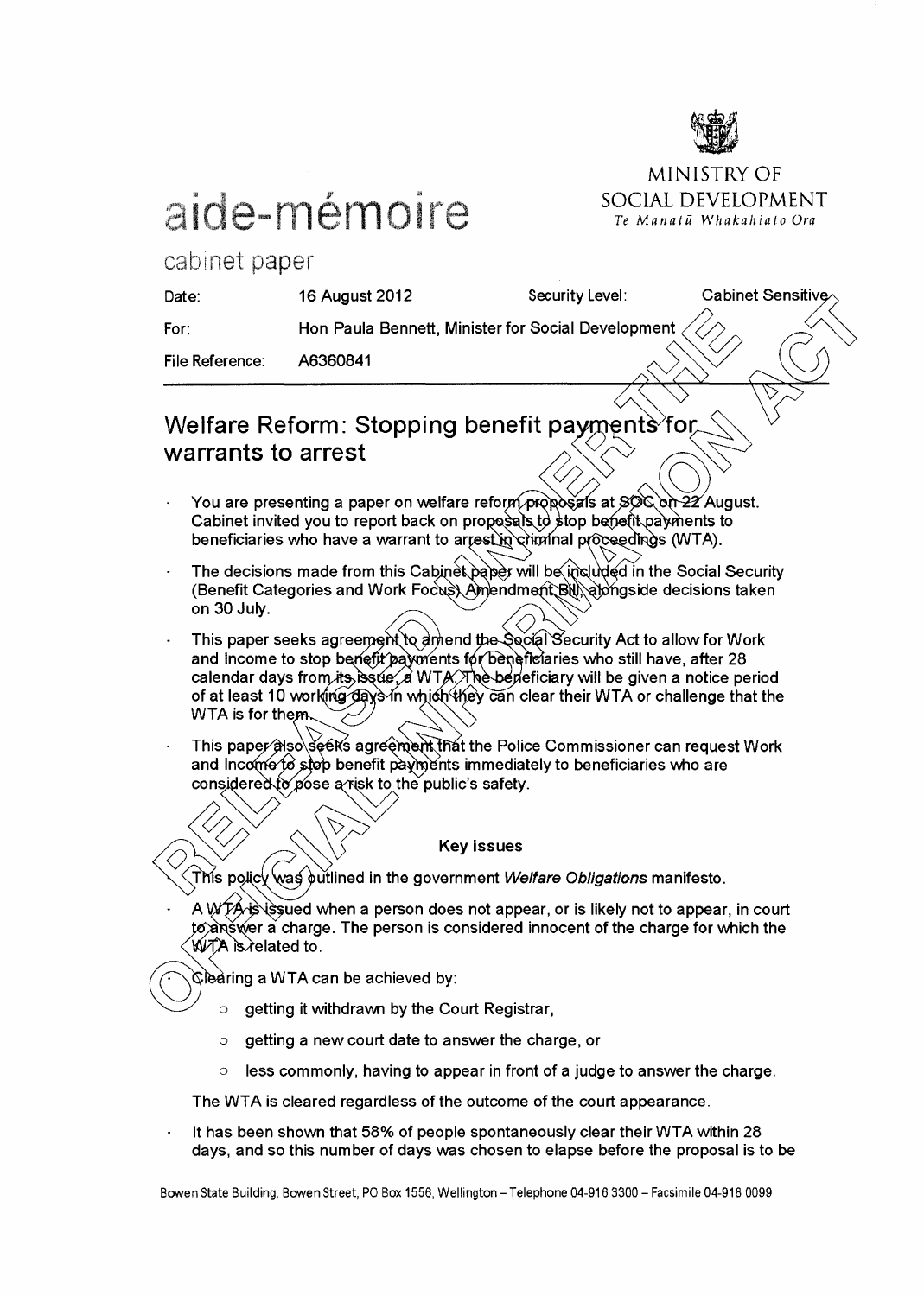MINISTRY OF SOCIAL DEVELOPMENT
*Te Manatū Whakahiato Ora*

# aide-mémoire

cabinet paper

| | | | |
|---|---|---|---|
| Date: | 16 August 2012 | Security Level: | Cabinet Sensitive |
| For: | Hon Paula Bennett, Minister for Social Development | | |
| File Reference: | A6360841 | | |

## Welfare Reform: Stopping benefit payments for warrants to arrest

- You are presenting a paper on welfare reform proposals at SOC on 22 August. Cabinet invited you to report back on proposals to stop benefit payments to beneficiaries who have a warrant to arrest in criminal proceedings (WTA).
- The decisions made from this Cabinet paper will be included in the Social Security (Benefit Categories and Work Focus) Amendment Bill alongside decisions taken on 30 July.
- This paper seeks agreement to amend the Social Security Act to allow for Work and Income to stop benefit payments for beneficiaries who still have, after 28 calendar days from its issue, a WTA. The beneficiary will be given a notice period of at least 10 working days in which they can clear their WTA or challenge that the WTA is for them.
- This paper also seeks agreement that the Police Commissioner can request Work and Income to stop benefit payments immediately to beneficiaries who are considered to pose a risk to the public's safety.

### Key issues

- This policy was outlined in the government *Welfare Obligations* manifesto.
- A WTA is issued when a person does not appear, or is likely not to appear, in court to answer a charge. The person is considered innocent of the charge for which the WTA is related to.
- Clearing a WTA can be achieved by:
  - getting it withdrawn by the Court Registrar,
  - getting a new court date to answer the charge, or
  - less commonly, having to appear in front of a judge to answer the charge.

  The WTA is cleared regardless of the outcome of the court appearance.
- It has been shown that 58% of people spontaneously clear their WTA within 28 days, and so this number of days was chosen to elapse before the proposal is to be

Bowen State Building, Bowen Street, PO Box 1556, Wellington – Telephone 04-916 3300 – Facsimile 04-918 0099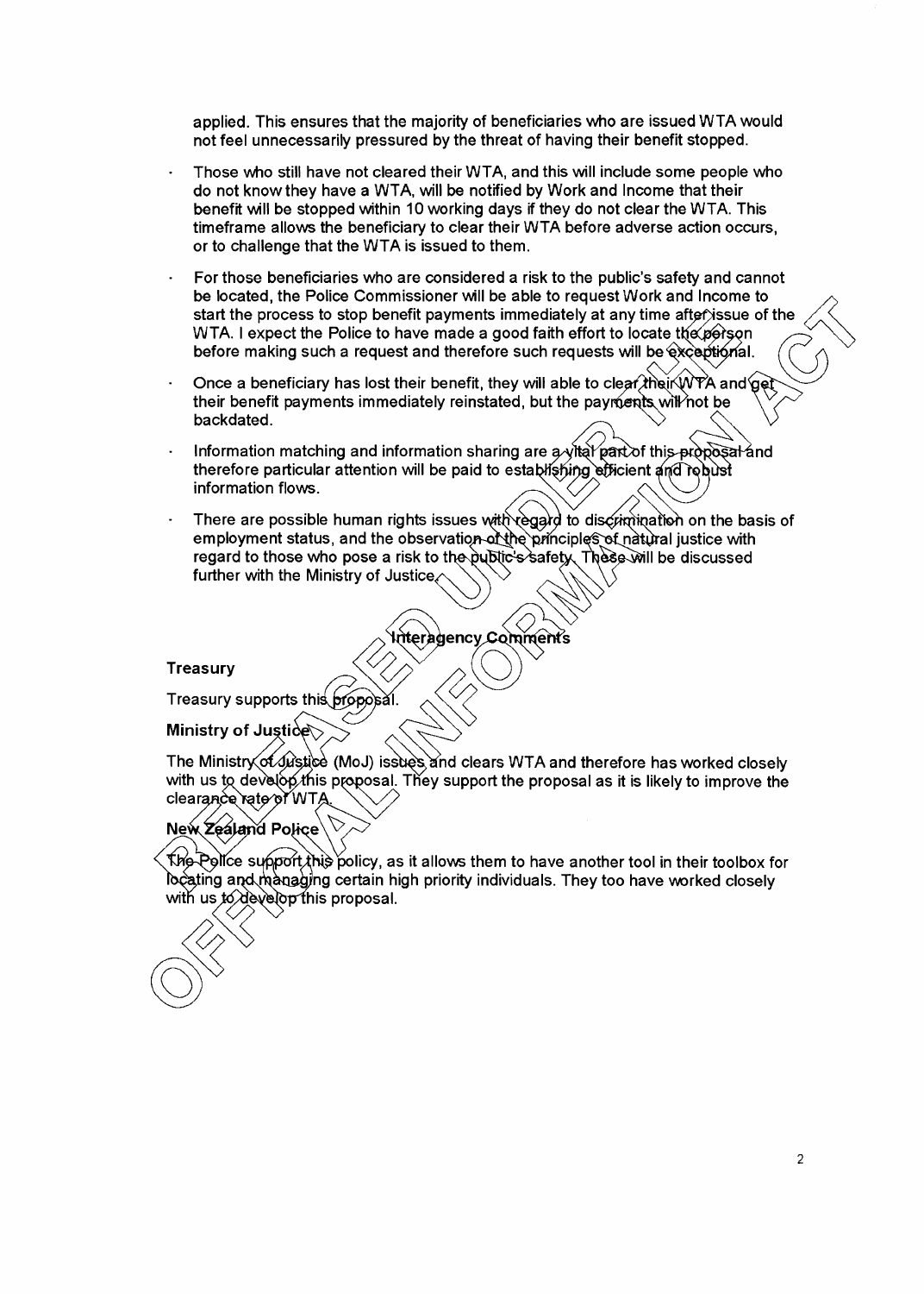applied. This ensures that the majority of beneficiaries who are issued WTA would not feel unnecessarily pressured by the threat of having their benefit stopped.

- Those who still have not cleared their WTA, and this will include some people who do not know they have a WTA, will be notified by Work and Income that their benefit will be stopped within 10 working days if they do not clear the WTA. This timeframe allows the beneficiary to clear their WTA before adverse action occurs, or to challenge that the WTA is issued to them.
- For those beneficiaries who are considered a risk to the public's safety and cannot be located, the Police Commissioner will be able to request Work and Income to start the process to stop benefit payments immediately at any time after issue of the WTA. I expect the Police to have made a good faith effort to locate the person before making such a request and therefore such requests will be exceptional.
- Once a beneficiary has lost their benefit, they will able to clear their WTA and get their benefit payments immediately reinstated, but the payments will not be backdated.
- Information matching and information sharing are a vital part of this proposal and therefore particular attention will be paid to establishing efficient and robust information flows.
- There are possible human rights issues with regard to discrimination on the basis of employment status, and the observation of the principles of natural justice with regard to those who pose a risk to the public's safety. These will be discussed further with the Ministry of Justice.

## Interagency Comments

**Treasury**

Treasury supports this proposal.

**Ministry of Justice**

The Ministry of Justice (MoJ) issues and clears WTA and therefore has worked closely with us to develop this proposal. They support the proposal as it is likely to improve the clearance rate of WTA.

**New Zealand Police**

The Police support this policy, as it allows them to have another tool in their toolbox for locating and managing certain high priority individuals. They too have worked closely with us to develop this proposal.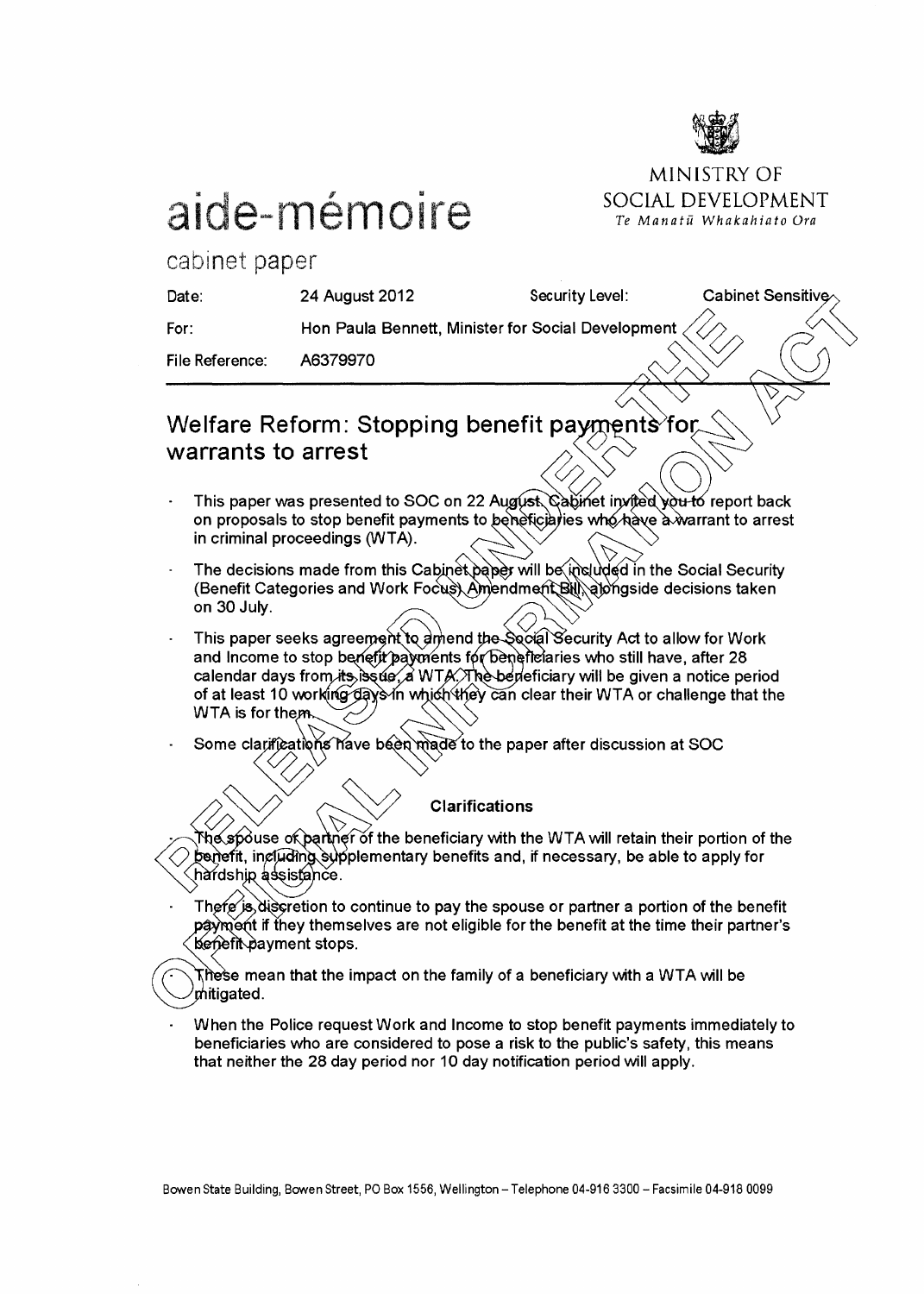MINISTRY OF SOCIAL DEVELOPMENT
*Te Manatū Whakahiato Ora*

# aide-mémoire

cabinet paper

| | | | |
|---|---|---|---|
| Date: | 24 August 2012 | Security Level: | Cabinet Sensitive |
| For: | Hon Paula Bennett, Minister for Social Development | | |
| File Reference: | A6379970 | | |

## Welfare Reform: Stopping benefit payments for warrants to arrest

- This paper was presented to SOC on 22 August. Cabinet invited you to report back on proposals to stop benefit payments to beneficiaries who have a warrant to arrest in criminal proceedings (WTA).
- The decisions made from this Cabinet paper will be included in the Social Security (Benefit Categories and Work Focus) Amendment Bill alongside decisions taken on 30 July.
- This paper seeks agreement to amend the Social Security Act to allow for Work and Income to stop benefit payments for beneficiaries who still have, after 28 calendar days from its issue, a WTA. The beneficiary will be given a notice period of at least 10 working days in which they can clear their WTA or challenge that the WTA is for them.
- Some clarifications have been made to the paper after discussion at SOC

**Clarifications**

- The spouse or partner of the beneficiary with the WTA will retain their portion of the benefit, including supplementary benefits and, if necessary, be able to apply for hardship assistance.
- There is discretion to continue to pay the spouse or partner a portion of the benefit payment if they themselves are not eligible for the benefit at the time their partner's benefit payment stops.
- These mean that the impact on the family of a beneficiary with a WTA will be mitigated.
- When the Police request Work and Income to stop benefit payments immediately to beneficiaries who are considered to pose a risk to the public's safety, this means that neither the 28 day period nor 10 day notification period will apply.

Bowen State Building, Bowen Street, PO Box 1556, Wellington – Telephone 04-916 3300 – Facsimile 04-918 0099